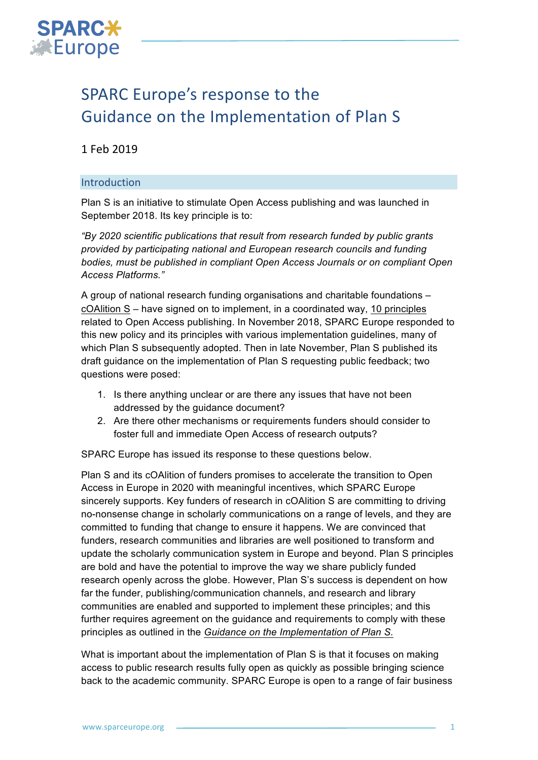# SPARC Europe's response to the Guidance on the Implementation of Plan S

1 Feb 2019

## Introduction

Plan S is an initiative to stimulate Open Access publishing and was launched in September 2018. Its key principle is to:

*"By 2020 scientific publications that result from research funded by public grants provided by participating national and European research councils and funding bodies, must be published in compliant Open Access Journals or on compliant Open Access Platforms."*

A group of national research funding organisations and charitable foundations – cOAlition S – have signed on to implement, in a coordinated way, 10 principles related to Open Access publishing. In November 2018, SPARC Europe responded to this new policy and its principles with various implementation guidelines, many of which Plan S subsequently adopted. Then in late November, Plan S published its draft guidance on the implementation of Plan S requesting public feedback; two questions were posed:

1. Is there anything unclear or are there any issues that have not been addressed by the guidance document?
2. Are there other mechanisms or requirements funders should consider to foster full and immediate Open Access of research outputs?

SPARC Europe has issued its response to these questions below.

Plan S and its cOAlition of funders promises to accelerate the transition to Open Access in Europe in 2020 with meaningful incentives, which SPARC Europe sincerely supports. Key funders of research in cOAlition S are committing to driving no-nonsense change in scholarly communications on a range of levels, and they are committed to funding that change to ensure it happens. We are convinced that funders, research communities and libraries are well positioned to transform and update the scholarly communication system in Europe and beyond. Plan S principles are bold and have the potential to improve the way we share publicly funded research openly across the globe. However, Plan S's success is dependent on how far the funder, publishing/communication channels, and research and library communities are enabled and supported to implement these principles; and this further requires agreement on the guidance and requirements to comply with these principles as outlined in the *Guidance on the Implementation of Plan S.*

What is important about the implementation of Plan S is that it focuses on making access to public research results fully open as quickly as possible bringing science back to the academic community. SPARC Europe is open to a range of fair business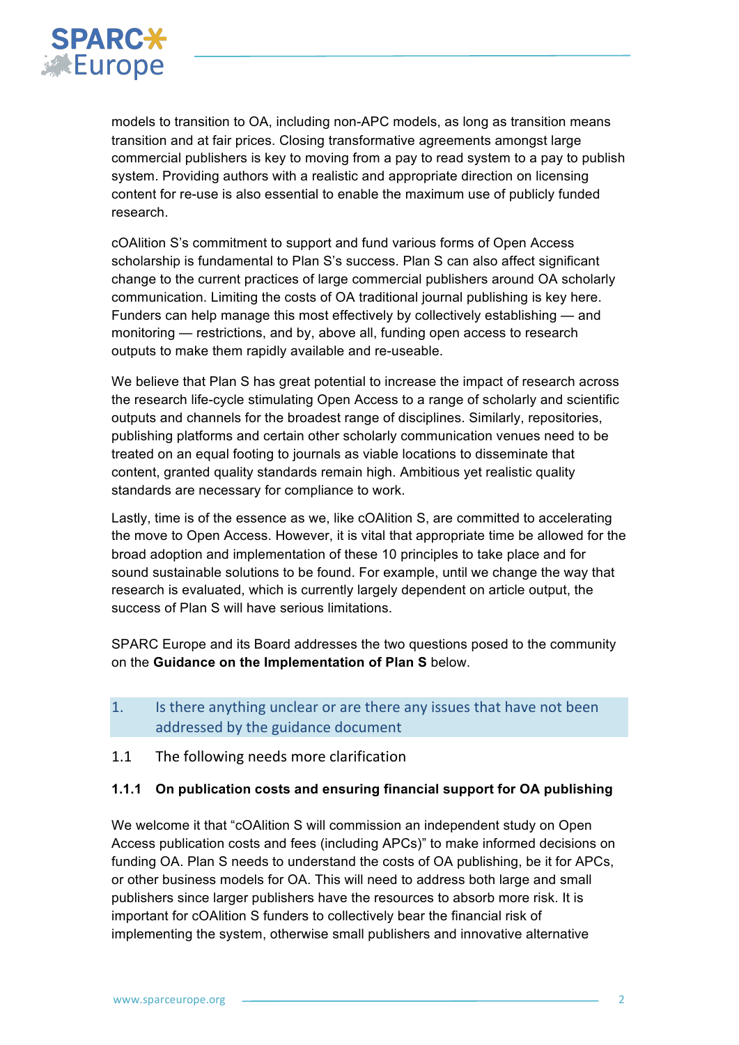models to transition to OA, including non-APC models, as long as transition means transition and at fair prices. Closing transformative agreements amongst large commercial publishers is key to moving from a pay to read system to a pay to publish system. Providing authors with a realistic and appropriate direction on licensing content for re-use is also essential to enable the maximum use of publicly funded research.

cOAlition S's commitment to support and fund various forms of Open Access scholarship is fundamental to Plan S's success. Plan S can also affect significant change to the current practices of large commercial publishers around OA scholarly communication. Limiting the costs of OA traditional journal publishing is key here. Funders can help manage this most effectively by collectively establishing — and monitoring — restrictions, and by, above all, funding open access to research outputs to make them rapidly available and re-useable.

We believe that Plan S has great potential to increase the impact of research across the research life-cycle stimulating Open Access to a range of scholarly and scientific outputs and channels for the broadest range of disciplines. Similarly, repositories, publishing platforms and certain other scholarly communication venues need to be treated on an equal footing to journals as viable locations to disseminate that content, granted quality standards remain high. Ambitious yet realistic quality standards are necessary for compliance to work.

Lastly, time is of the essence as we, like cOAlition S, are committed to accelerating the move to Open Access. However, it is vital that appropriate time be allowed for the broad adoption and implementation of these 10 principles to take place and for sound sustainable solutions to be found. For example, until we change the way that research is evaluated, which is currently largely dependent on article output, the success of Plan S will have serious limitations.

SPARC Europe and its Board addresses the two questions posed to the community on the **Guidance on the Implementation of Plan S** below.

## 1. Is there anything unclear or are there any issues that have not been addressed by the guidance document

### 1.1 The following needs more clarification

#### 1.1.1 On publication costs and ensuring financial support for OA publishing

We welcome it that "cOAlition S will commission an independent study on Open Access publication costs and fees (including APCs)" to make informed decisions on funding OA. Plan S needs to understand the costs of OA publishing, be it for APCs, or other business models for OA. This will need to address both large and small publishers since larger publishers have the resources to absorb more risk. It is important for cOAlition S funders to collectively bear the financial risk of implementing the system, otherwise small publishers and innovative alternative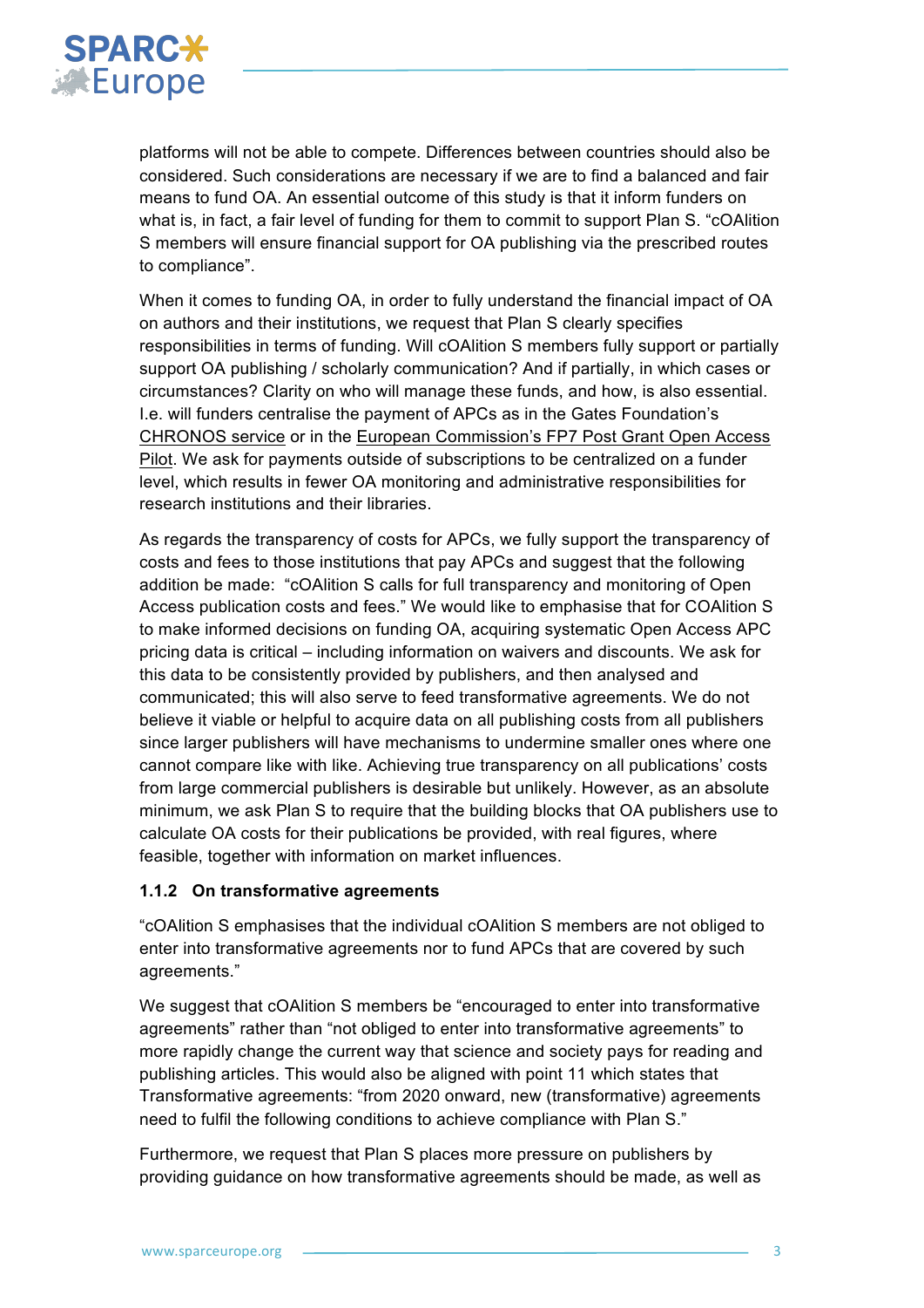platforms will not be able to compete. Differences between countries should also be considered. Such considerations are necessary if we are to find a balanced and fair means to fund OA. An essential outcome of this study is that it inform funders on what is, in fact, a fair level of funding for them to commit to support Plan S. "cOAlition S members will ensure financial support for OA publishing via the prescribed routes to compliance".

When it comes to funding OA, in order to fully understand the financial impact of OA on authors and their institutions, we request that Plan S clearly specifies responsibilities in terms of funding. Will cOAlition S members fully support or partially support OA publishing / scholarly communication? And if partially, in which cases or circumstances? Clarity on who will manage these funds, and how, is also essential. I.e. will funders centralise the payment of APCs as in the Gates Foundation's CHRONOS service or in the European Commission's FP7 Post Grant Open Access Pilot. We ask for payments outside of subscriptions to be centralized on a funder level, which results in fewer OA monitoring and administrative responsibilities for research institutions and their libraries.

As regards the transparency of costs for APCs, we fully support the transparency of costs and fees to those institutions that pay APCs and suggest that the following addition be made: "cOAlition S calls for full transparency and monitoring of Open Access publication costs and fees." We would like to emphasise that for COAlition S to make informed decisions on funding OA, acquiring systematic Open Access APC pricing data is critical – including information on waivers and discounts. We ask for this data to be consistently provided by publishers, and then analysed and communicated; this will also serve to feed transformative agreements. We do not believe it viable or helpful to acquire data on all publishing costs from all publishers since larger publishers will have mechanisms to undermine smaller ones where one cannot compare like with like. Achieving true transparency on all publications' costs from large commercial publishers is desirable but unlikely. However, as an absolute minimum, we ask Plan S to require that the building blocks that OA publishers use to calculate OA costs for their publications be provided, with real figures, where feasible, together with information on market influences.

### 1.1.2 On transformative agreements

"cOAlition S emphasises that the individual cOAlition S members are not obliged to enter into transformative agreements nor to fund APCs that are covered by such agreements."

We suggest that cOAlition S members be "encouraged to enter into transformative agreements" rather than "not obliged to enter into transformative agreements" to more rapidly change the current way that science and society pays for reading and publishing articles. This would also be aligned with point 11 which states that Transformative agreements: "from 2020 onward, new (transformative) agreements need to fulfil the following conditions to achieve compliance with Plan S."

Furthermore, we request that Plan S places more pressure on publishers by providing guidance on how transformative agreements should be made, as well as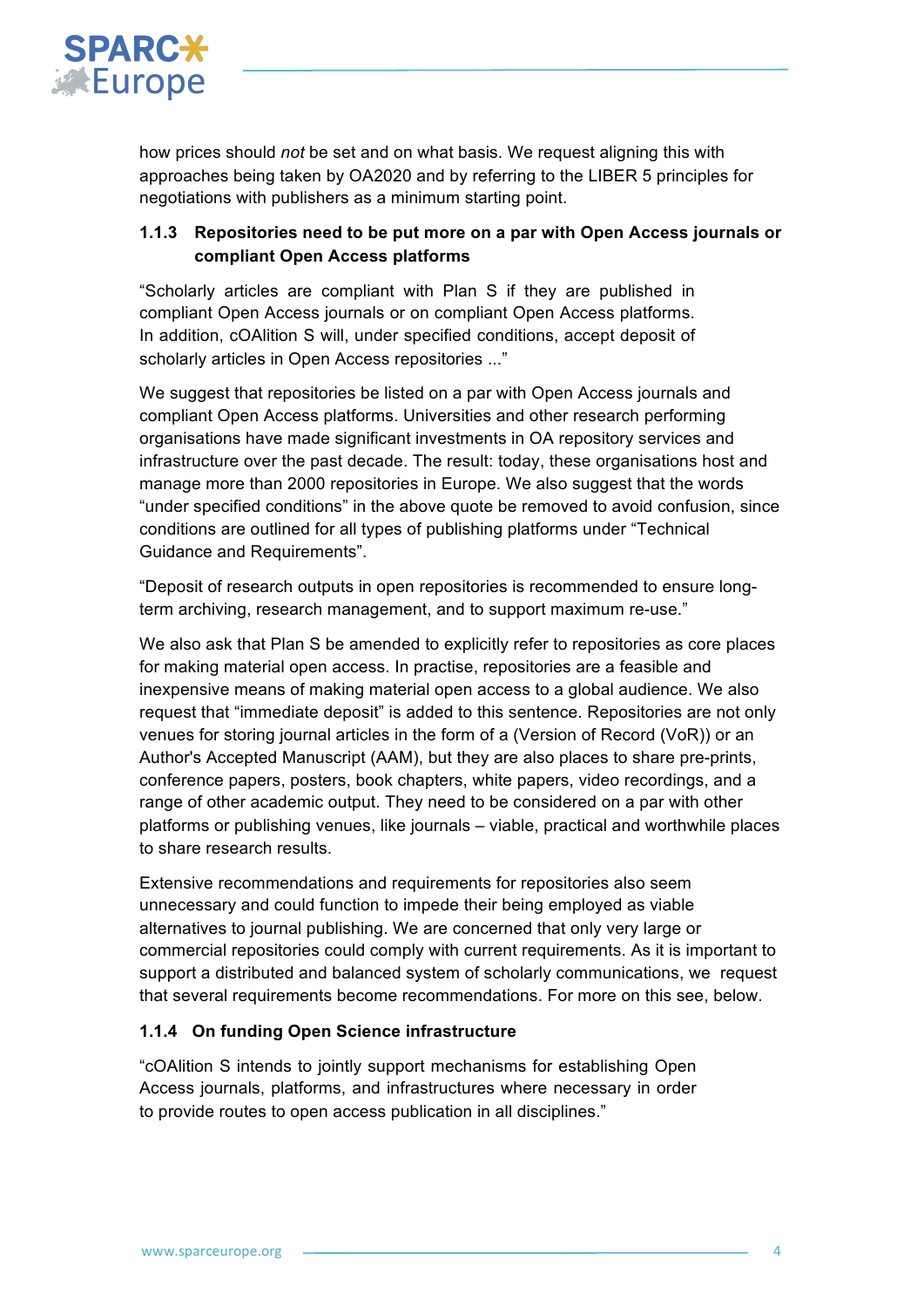how prices should *not* be set and on what basis. We request aligning this with approaches being taken by OA2020 and by referring to the LIBER 5 principles for negotiations with publishers as a minimum starting point.

#### 1.1.3 Repositories need to be put more on a par with Open Access journals or compliant Open Access platforms

"Scholarly articles are compliant with Plan S if they are published in compliant Open Access journals or on compliant Open Access platforms. In addition, cOAlition S will, under specified conditions, accept deposit of scholarly articles in Open Access repositories ..."

We suggest that repositories be listed on a par with Open Access journals and compliant Open Access platforms. Universities and other research performing organisations have made significant investments in OA repository services and infrastructure over the past decade. The result: today, these organisations host and manage more than 2000 repositories in Europe. We also suggest that the words "under specified conditions" in the above quote be removed to avoid confusion, since conditions are outlined for all types of publishing platforms under "Technical Guidance and Requirements".

"Deposit of research outputs in open repositories is recommended to ensure long-term archiving, research management, and to support maximum re-use."

We also ask that Plan S be amended to explicitly refer to repositories as core places for making material open access. In practise, repositories are a feasible and inexpensive means of making material open access to a global audience. We also request that "immediate deposit" is added to this sentence. Repositories are not only venues for storing journal articles in the form of a (Version of Record (VoR)) or an Author's Accepted Manuscript (AAM), but they are also places to share pre-prints, conference papers, posters, book chapters, white papers, video recordings, and a range of other academic output. They need to be considered on a par with other platforms or publishing venues, like journals – viable, practical and worthwhile places to share research results.

Extensive recommendations and requirements for repositories also seem unnecessary and could function to impede their being employed as viable alternatives to journal publishing. We are concerned that only very large or commercial repositories could comply with current requirements. As it is important to support a distributed and balanced system of scholarly communications, we request that several requirements become recommendations. For more on this see, below.

#### 1.1.4 On funding Open Science infrastructure

"cOAlition S intends to jointly support mechanisms for establishing Open Access journals, platforms, and infrastructures where necessary in order to provide routes to open access publication in all disciplines."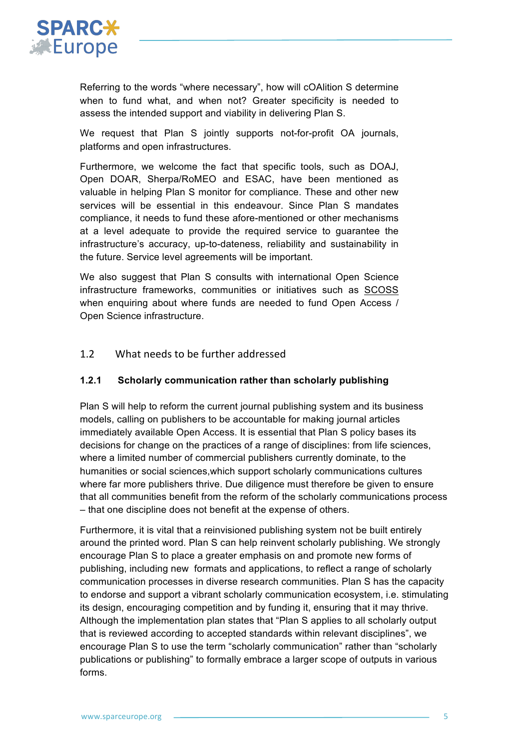Referring to the words “where necessary”, how will cOAlition S determine when to fund what, and when not? Greater specificity is needed to assess the intended support and viability in delivering Plan S.

We request that Plan S jointly supports not-for-profit OA journals, platforms and open infrastructures.

Furthermore, we welcome the fact that specific tools, such as DOAJ, Open DOAR, Sherpa/RoMEO and ESAC, have been mentioned as valuable in helping Plan S monitor for compliance. These and other new services will be essential in this endeavour. Since Plan S mandates compliance, it needs to fund these afore-mentioned or other mechanisms at a level adequate to provide the required service to guarantee the infrastructure’s accuracy, up-to-dateness, reliability and sustainability in the future. Service level agreements will be important.

We also suggest that Plan S consults with international Open Science infrastructure frameworks, communities or initiatives such as SCOSS when enquiring about where funds are needed to fund Open Access / Open Science infrastructure.

## 1.2 What needs to be further addressed

### 1.2.1 Scholarly communication rather than scholarly publishing

Plan S will help to reform the current journal publishing system and its business models, calling on publishers to be accountable for making journal articles immediately available Open Access. It is essential that Plan S policy bases its decisions for change on the practices of a range of disciplines: from life sciences, where a limited number of commercial publishers currently dominate, to the humanities or social sciences,which support scholarly communications cultures where far more publishers thrive. Due diligence must therefore be given to ensure that all communities benefit from the reform of the scholarly communications process – that one discipline does not benefit at the expense of others.

Furthermore, it is vital that a reinvisioned publishing system not be built entirely around the printed word. Plan S can help reinvent scholarly publishing. We strongly encourage Plan S to place a greater emphasis on and promote new forms of publishing, including new formats and applications, to reflect a range of scholarly communication processes in diverse research communities. Plan S has the capacity to endorse and support a vibrant scholarly communication ecosystem, i.e. stimulating its design, encouraging competition and by funding it, ensuring that it may thrive. Although the implementation plan states that “Plan S applies to all scholarly output that is reviewed according to accepted standards within relevant disciplines”, we encourage Plan S to use the term “scholarly communication” rather than “scholarly publications or publishing” to formally embrace a larger scope of outputs in various forms.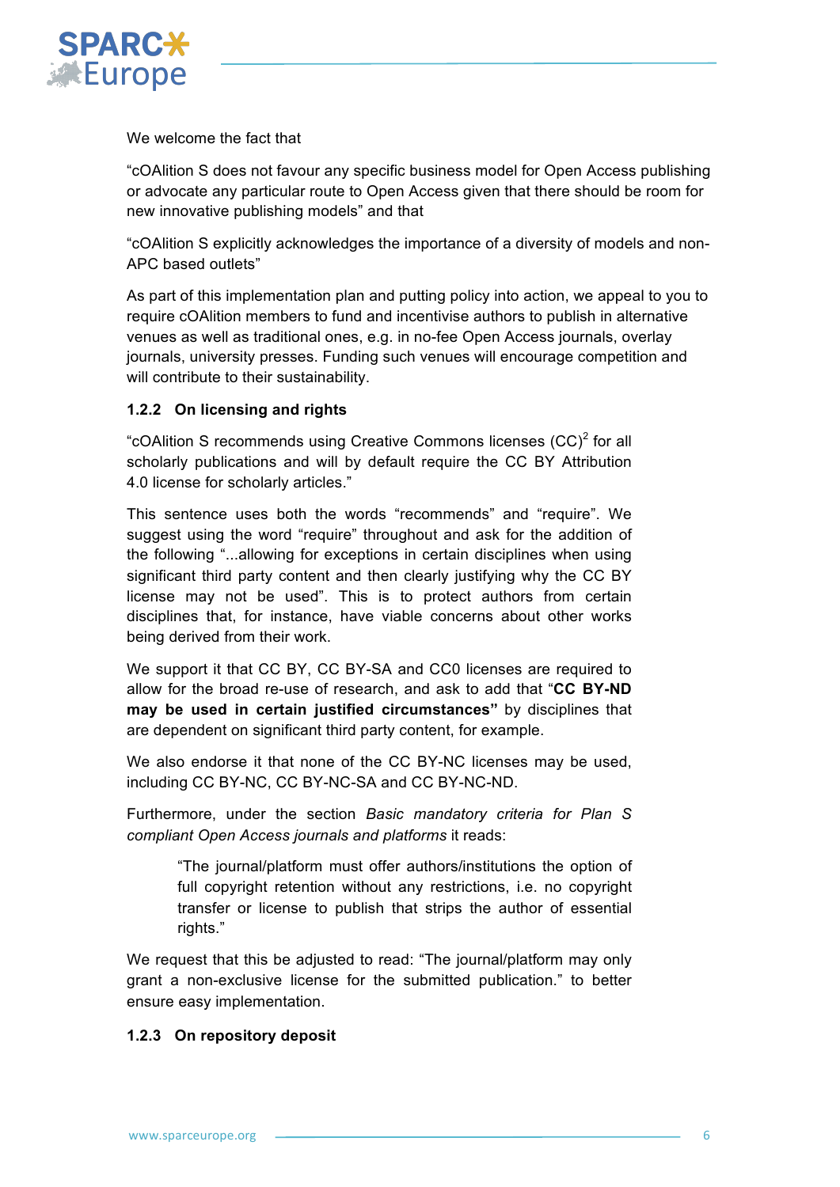We welcome the fact that

"cOAlition S does not favour any specific business model for Open Access publishing or advocate any particular route to Open Access given that there should be room for new innovative publishing models" and that

"cOAlition S explicitly acknowledges the importance of a diversity of models and non-APC based outlets"

As part of this implementation plan and putting policy into action, we appeal to you to require cOAlition members to fund and incentivise authors to publish in alternative venues as well as traditional ones, e.g. in no-fee Open Access journals, overlay journals, university presses. Funding such venues will encourage competition and will contribute to their sustainability.

### 1.2.2 On licensing and rights

"cOAlition S recommends using Creative Commons licenses (CC)[2] for all scholarly publications and will by default require the CC BY Attribution 4.0 license for scholarly articles."

This sentence uses both the words "recommends" and "require". We suggest using the word "require" throughout and ask for the addition of the following "...allowing for exceptions in certain disciplines when using significant third party content and then clearly justifying why the CC BY license may not be used". This is to protect authors from certain disciplines that, for instance, have viable concerns about other works being derived from their work.

We support it that CC BY, CC BY-SA and CC0 licenses are required to allow for the broad re-use of research, and ask to add that "**CC BY-ND may be used in certain justified circumstances"** by disciplines that are dependent on significant third party content, for example.

We also endorse it that none of the CC BY-NC licenses may be used, including CC BY-NC, CC BY-NC-SA and CC BY-NC-ND.

Furthermore, under the section *Basic mandatory criteria for Plan S compliant Open Access journals and platforms* it reads:

> "The journal/platform must offer authors/institutions the option of full copyright retention without any restrictions, i.e. no copyright transfer or license to publish that strips the author of essential rights."

We request that this be adjusted to read: "The journal/platform may only grant a non-exclusive license for the submitted publication." to better ensure easy implementation.

### 1.2.3 On repository deposit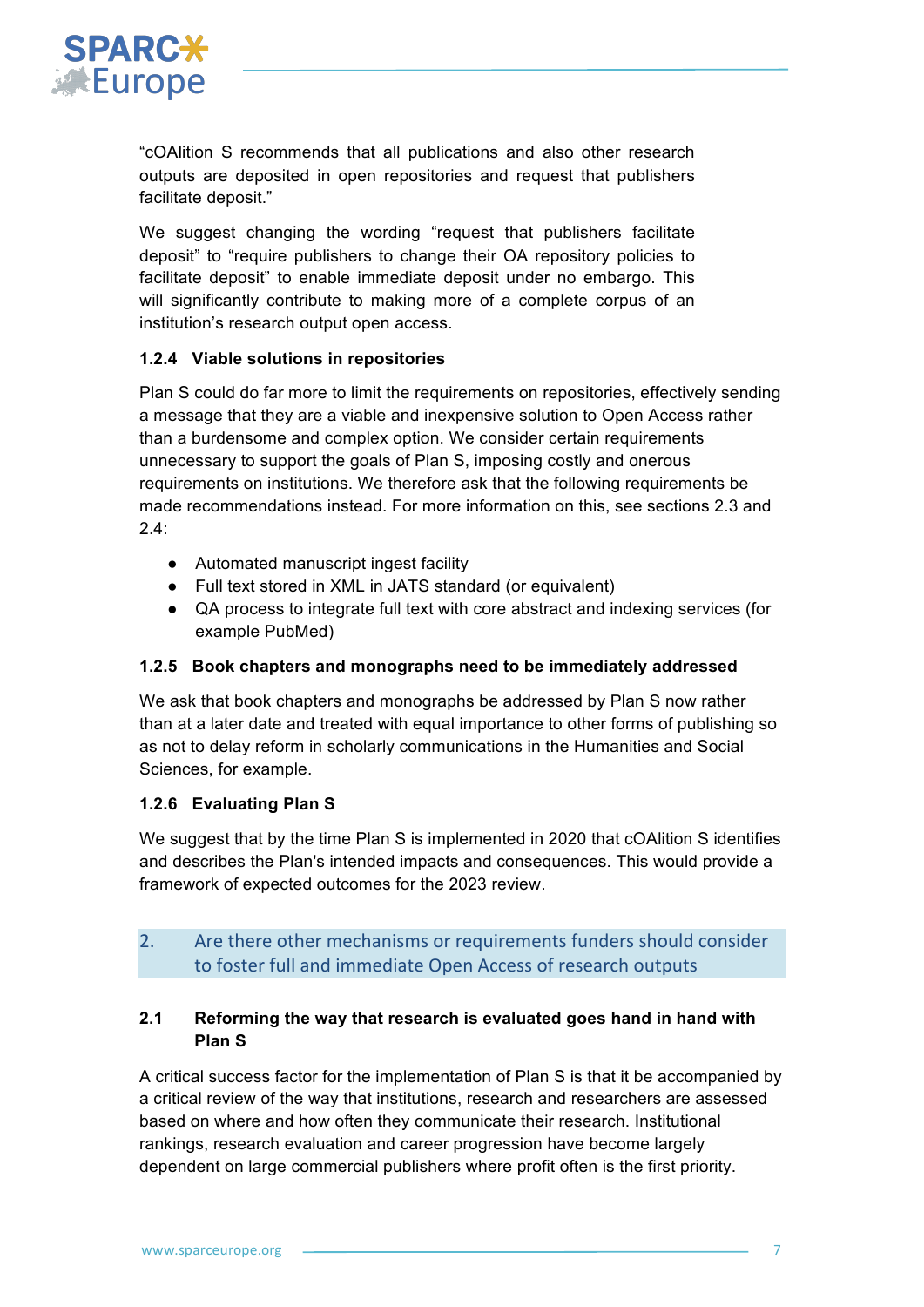"cOAlition S recommends that all publications and also other research outputs are deposited in open repositories and request that publishers facilitate deposit."

We suggest changing the wording "request that publishers facilitate deposit" to "require publishers to change their OA repository policies to facilitate deposit" to enable immediate deposit under no embargo. This will significantly contribute to making more of a complete corpus of an institution's research output open access.

#### 1.2.4 Viable solutions in repositories

Plan S could do far more to limit the requirements on repositories, effectively sending a message that they are a viable and inexpensive solution to Open Access rather than a burdensome and complex option. We consider certain requirements unnecessary to support the goals of Plan S, imposing costly and onerous requirements on institutions. We therefore ask that the following requirements be made recommendations instead. For more information on this, see sections 2.3 and 2.4:

- Automated manuscript ingest facility
- Full text stored in XML in JATS standard (or equivalent)
- QA process to integrate full text with core abstract and indexing services (for example PubMed)

#### 1.2.5 Book chapters and monographs need to be immediately addressed

We ask that book chapters and monographs be addressed by Plan S now rather than at a later date and treated with equal importance to other forms of publishing so as not to delay reform in scholarly communications in the Humanities and Social Sciences, for example.

#### 1.2.6 Evaluating Plan S

We suggest that by the time Plan S is implemented in 2020 that cOAlition S identifies and describes the Plan's intended impacts and consequences. This would provide a framework of expected outcomes for the 2023 review.

## 2. Are there other mechanisms or requirements funders should consider to foster full and immediate Open Access of research outputs

### 2.1 Reforming the way that research is evaluated goes hand in hand with Plan S

A critical success factor for the implementation of Plan S is that it be accompanied by a critical review of the way that institutions, research and researchers are assessed based on where and how often they communicate their research. Institutional rankings, research evaluation and career progression have become largely dependent on large commercial publishers where profit often is the first priority.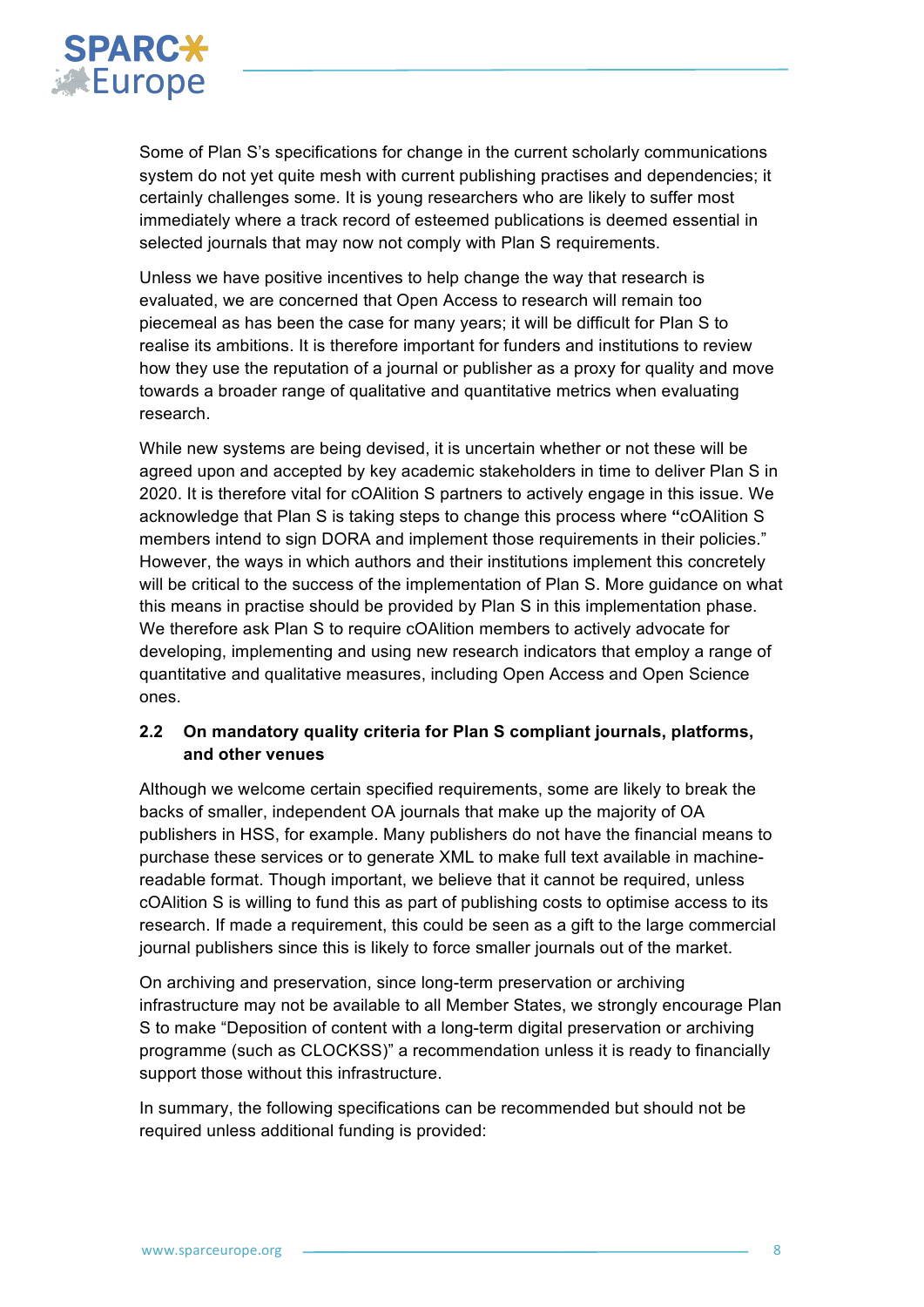Some of Plan S's specifications for change in the current scholarly communications system do not yet quite mesh with current publishing practises and dependencies; it certainly challenges some. It is young researchers who are likely to suffer most immediately where a track record of esteemed publications is deemed essential in selected journals that may now not comply with Plan S requirements.

Unless we have positive incentives to help change the way that research is evaluated, we are concerned that Open Access to research will remain too piecemeal as has been the case for many years; it will be difficult for Plan S to realise its ambitions. It is therefore important for funders and institutions to review how they use the reputation of a journal or publisher as a proxy for quality and move towards a broader range of qualitative and quantitative metrics when evaluating research.

While new systems are being devised, it is uncertain whether or not these will be agreed upon and accepted by key academic stakeholders in time to deliver Plan S in 2020. It is therefore vital for cOAlition S partners to actively engage in this issue. We acknowledge that Plan S is taking steps to change this process where **"**cOAlition S members intend to sign DORA and implement those requirements in their policies." However, the ways in which authors and their institutions implement this concretely will be critical to the success of the implementation of Plan S. More guidance on what this means in practise should be provided by Plan S in this implementation phase. We therefore ask Plan S to require cOAlition members to actively advocate for developing, implementing and using new research indicators that employ a range of quantitative and qualitative measures, including Open Access and Open Science ones.

### 2.2 On mandatory quality criteria for Plan S compliant journals, platforms, and other venues

Although we welcome certain specified requirements, some are likely to break the backs of smaller, independent OA journals that make up the majority of OA publishers in HSS, for example. Many publishers do not have the financial means to purchase these services or to generate XML to make full text available in machine-readable format. Though important, we believe that it cannot be required, unless cOAlition S is willing to fund this as part of publishing costs to optimise access to its research. If made a requirement, this could be seen as a gift to the large commercial journal publishers since this is likely to force smaller journals out of the market.

On archiving and preservation, since long-term preservation or archiving infrastructure may not be available to all Member States, we strongly encourage Plan S to make "Deposition of content with a long-term digital preservation or archiving programme (such as CLOCKSS)" a recommendation unless it is ready to financially support those without this infrastructure.

In summary, the following specifications can be recommended but should not be required unless additional funding is provided: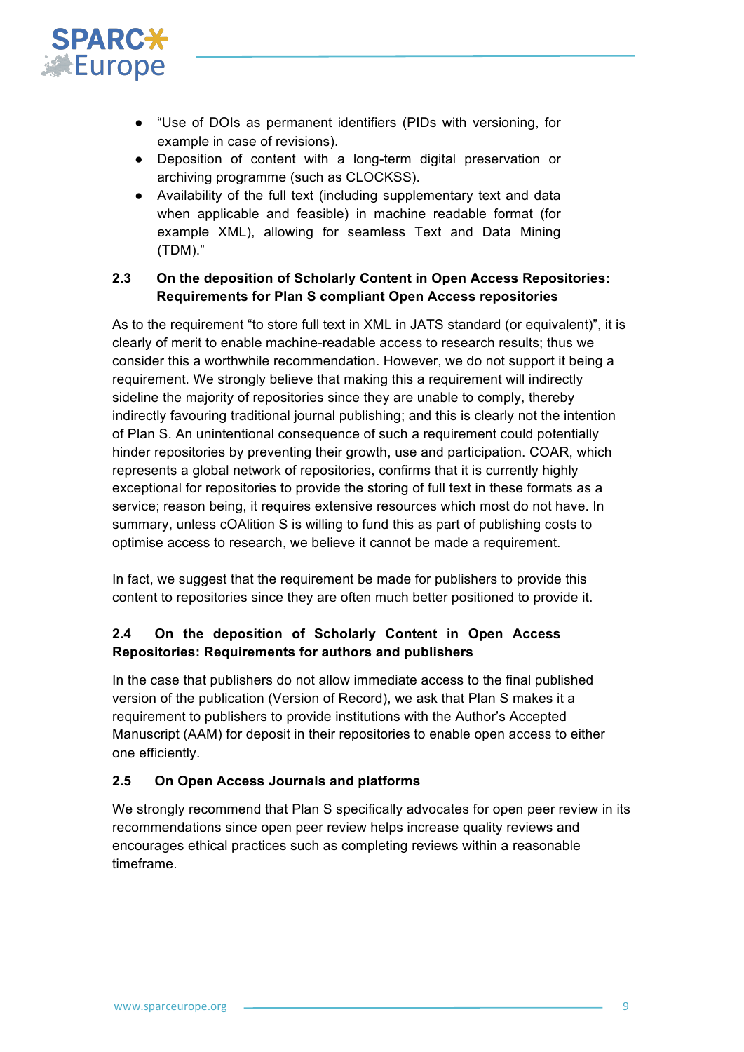- "Use of DOIs as permanent identifiers (PIDs with versioning, for example in case of revisions).
- Deposition of content with a long-term digital preservation or archiving programme (such as CLOCKSS).
- Availability of the full text (including supplementary text and data when applicable and feasible) in machine readable format (for example XML), allowing for seamless Text and Data Mining (TDM)."

### 2.3 On the deposition of Scholarly Content in Open Access Repositories: Requirements for Plan S compliant Open Access repositories

As to the requirement "to store full text in XML in JATS standard (or equivalent)", it is clearly of merit to enable machine-readable access to research results; thus we consider this a worthwhile recommendation. However, we do not support it being a requirement. We strongly believe that making this a requirement will indirectly sideline the majority of repositories since they are unable to comply, thereby indirectly favouring traditional journal publishing; and this is clearly not the intention of Plan S. An unintentional consequence of such a requirement could potentially hinder repositories by preventing their growth, use and participation. COAR, which represents a global network of repositories, confirms that it is currently highly exceptional for repositories to provide the storing of full text in these formats as a service; reason being, it requires extensive resources which most do not have. In summary, unless cOAlition S is willing to fund this as part of publishing costs to optimise access to research, we believe it cannot be made a requirement.

In fact, we suggest that the requirement be made for publishers to provide this content to repositories since they are often much better positioned to provide it.

### 2.4 On the deposition of Scholarly Content in Open Access Repositories: Requirements for authors and publishers

In the case that publishers do not allow immediate access to the final published version of the publication (Version of Record), we ask that Plan S makes it a requirement to publishers to provide institutions with the Author's Accepted Manuscript (AAM) for deposit in their repositories to enable open access to either one efficiently.

### 2.5 On Open Access Journals and platforms

We strongly recommend that Plan S specifically advocates for open peer review in its recommendations since open peer review helps increase quality reviews and encourages ethical practices such as completing reviews within a reasonable timeframe.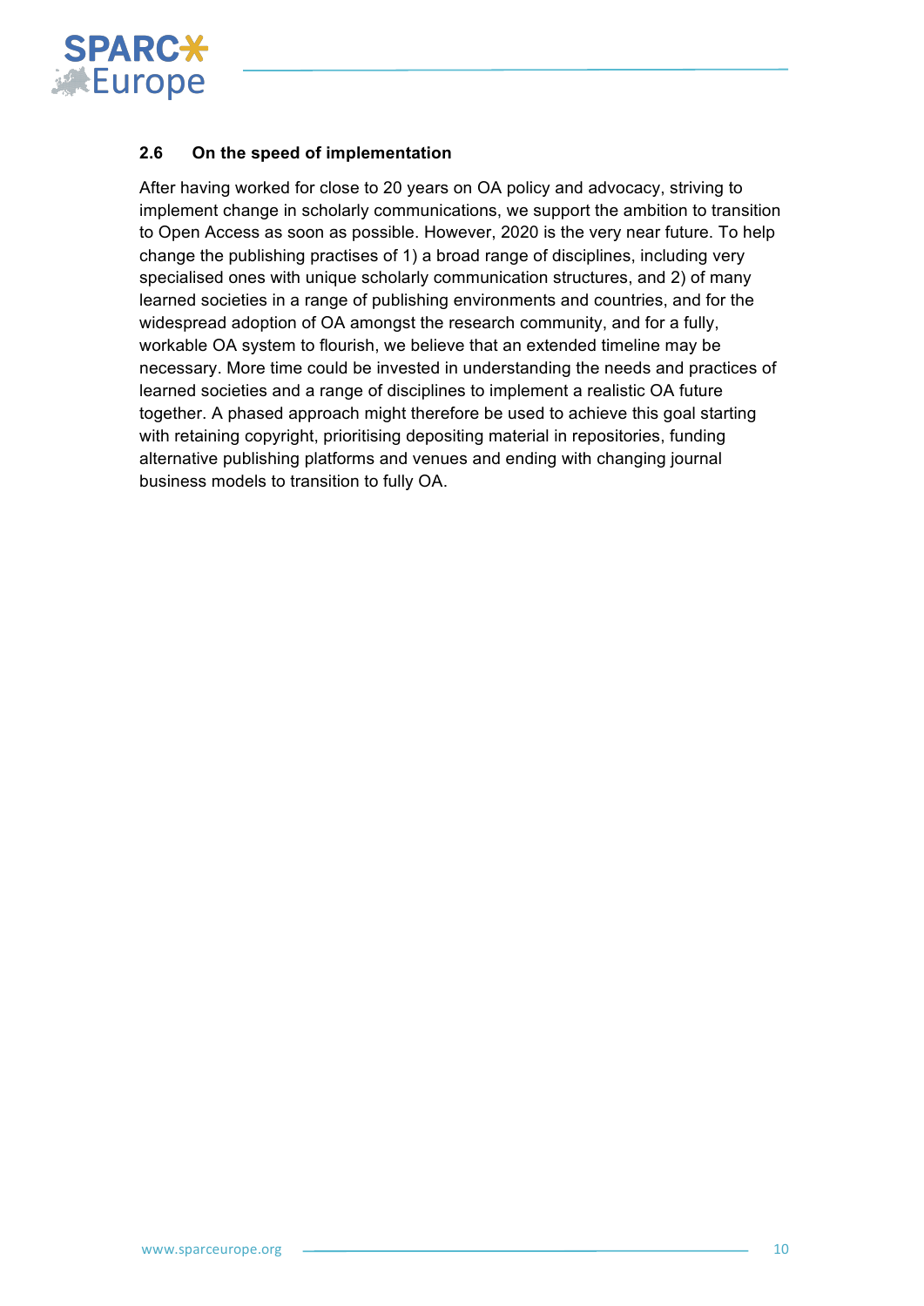### 2.6 On the speed of implementation

After having worked for close to 20 years on OA policy and advocacy, striving to implement change in scholarly communications, we support the ambition to transition to Open Access as soon as possible. However, 2020 is the very near future. To help change the publishing practises of 1) a broad range of disciplines, including very specialised ones with unique scholarly communication structures, and 2) of many learned societies in a range of publishing environments and countries, and for the widespread adoption of OA amongst the research community, and for a fully, workable OA system to flourish, we believe that an extended timeline may be necessary. More time could be invested in understanding the needs and practices of learned societies and a range of disciplines to implement a realistic OA future together. A phased approach might therefore be used to achieve this goal starting with retaining copyright, prioritising depositing material in repositories, funding alternative publishing platforms and venues and ending with changing journal business models to transition to fully OA.